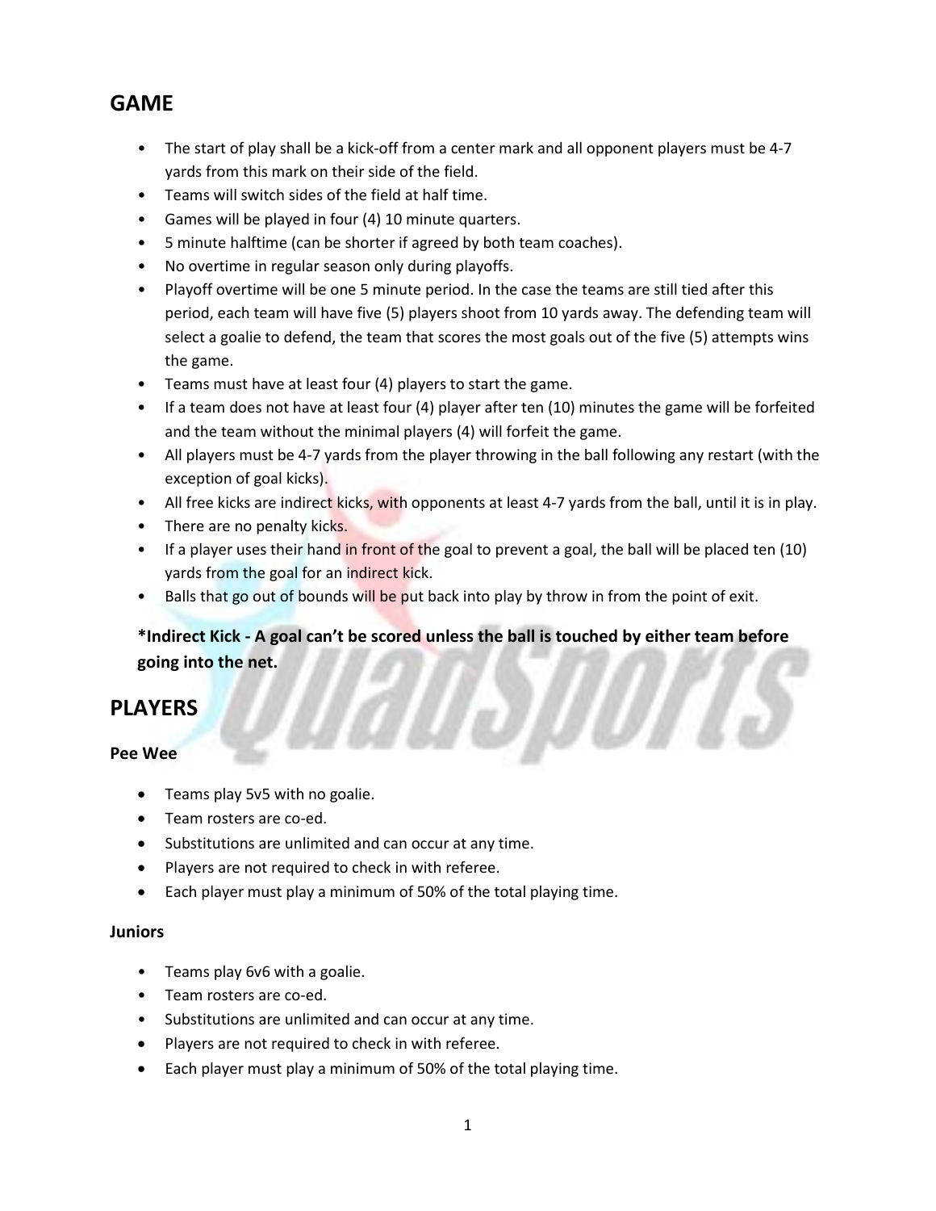## GAME

- The start of play shall be a kick-off from a center mark and all opponent players must be 4-7 yards from this mark on their side of the field.
- Teams will switch sides of the field at half time.
- Games will be played in four (4) 10 minute quarters.
- 5 minute halftime (can be shorter if agreed by both team coaches).
- No overtime in regular season only during playoffs.
- Playoff overtime will be one 5 minute period. In the case the teams are still tied after this period, each team will have five (5) players shoot from 10 yards away. The defending team will select a goalie to defend, the team that scores the most goals out of the five (5) attempts wins the game.
- Teams must have at least four (4) players to start the game.
- If a team does not have at least four (4) player after ten (10) minutes the game will be forfeited and the team without the minimal players (4) will forfeit the game.
- All players must be 4-7 yards from the player throwing in the ball following any restart (with the exception of goal kicks).
- All free kicks are indirect kicks, with opponents at least 4-7 yards from the ball, until it is in play.
- There are no penalty kicks.
- If a player uses their hand in front of the goal to prevent a goal, the ball will be placed ten (10) yards from the goal for an indirect kick.
- Balls that go out of bounds will be put back into play by throw in from the point of exit.

**\*Indirect Kick - A goal can't be scored unless the ball is touched by either team before going into the net.**

## PLAYERS

### Pee Wee

- Teams play 5v5 with no goalie.
- Team rosters are co-ed.
- Substitutions are unlimited and can occur at any time.
- Players are not required to check in with referee.
- Each player must play a minimum of 50% of the total playing time.

### Juniors

- Teams play 6v6 with a goalie.
- Team rosters are co-ed.
- Substitutions are unlimited and can occur at any time.
- Players are not required to check in with referee.
- Each player must play a minimum of 50% of the total playing time.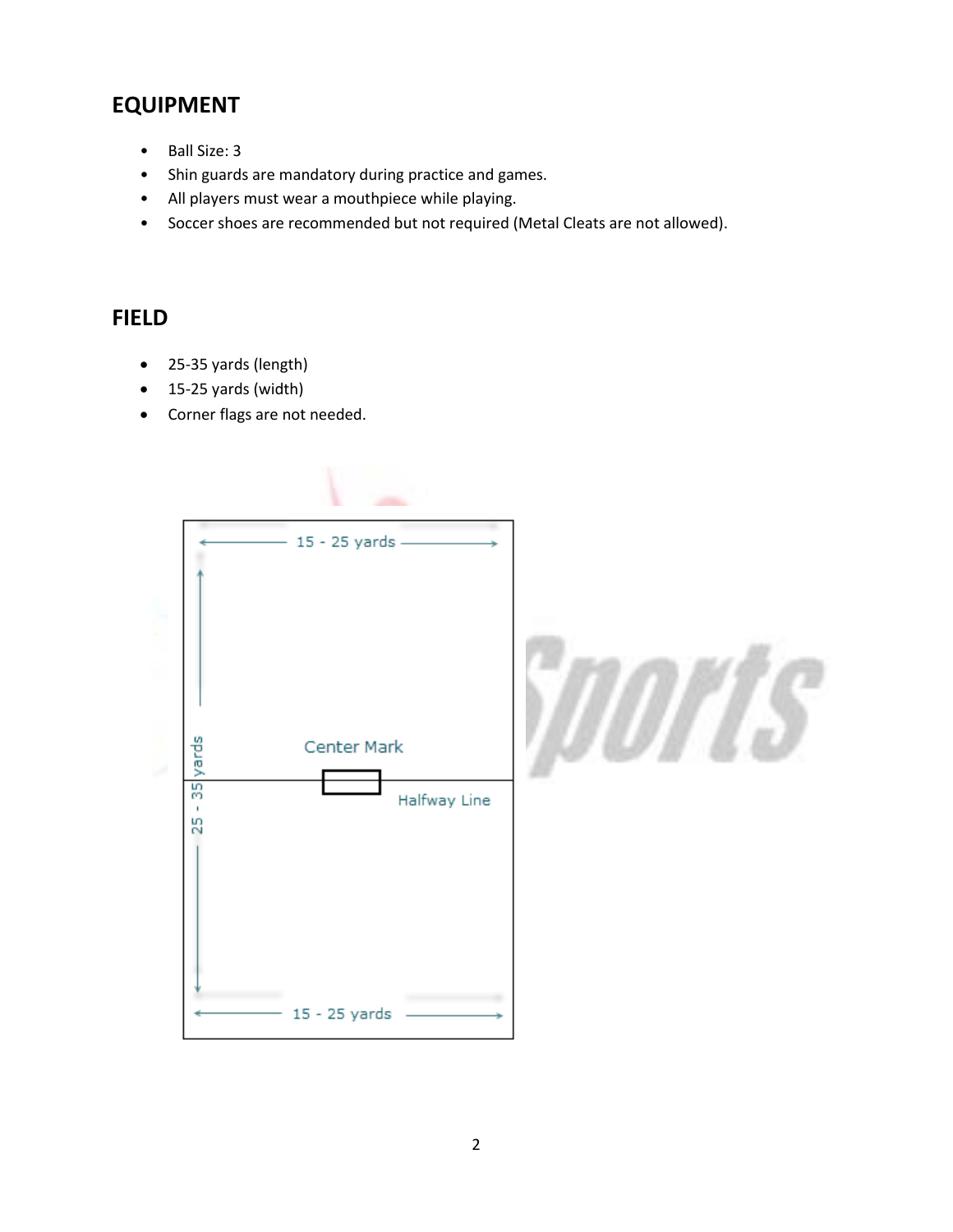## EQUIPMENT

- Ball Size: 3
- Shin guards are mandatory during practice and games.
- All players must wear a mouthpiece while playing.
- Soccer shoes are recommended but not required (Metal Cleats are not allowed).

## FIELD

- 25-35 yards (length)
- 15-25 yards (width)
- Corner flags are not needed.

15 - 25 yards

25 - 35 yards

Center Mark

Halfway Line

15 - 25 yards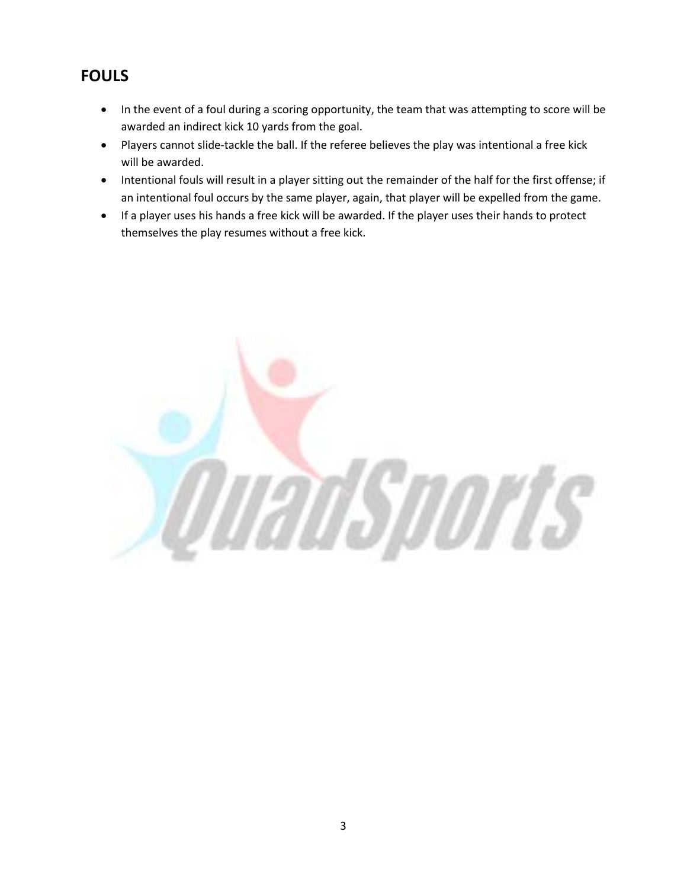## FOULS

- In the event of a foul during a scoring opportunity, the team that was attempting to score will be awarded an indirect kick 10 yards from the goal.
- Players cannot slide-tackle the ball. If the referee believes the play was intentional a free kick will be awarded.
- Intentional fouls will result in a player sitting out the remainder of the half for the first offense; if an intentional foul occurs by the same player, again, that player will be expelled from the game.
- If a player uses his hands a free kick will be awarded. If the player uses their hands to protect themselves the play resumes without a free kick.